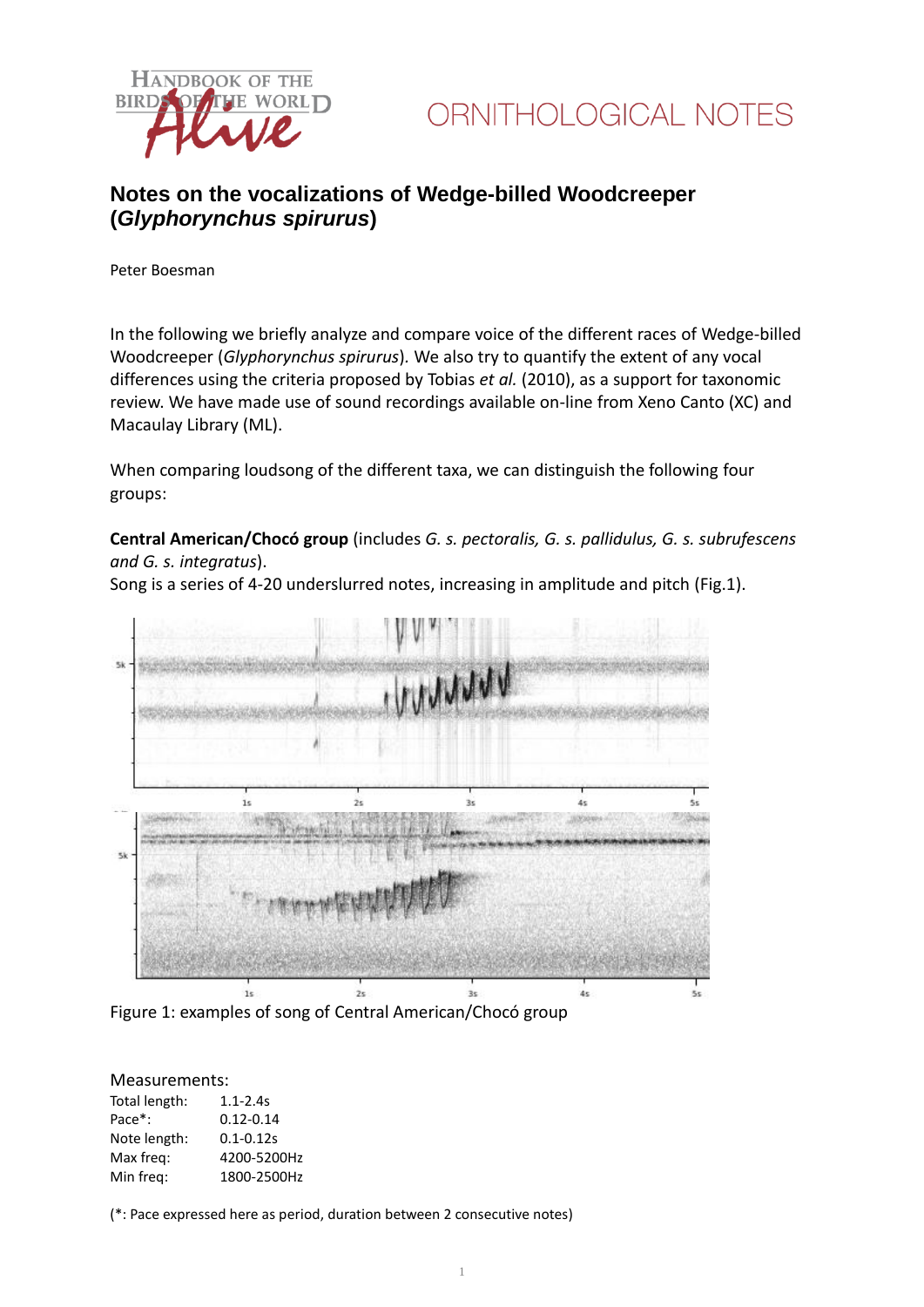# Notes on the vocalizations of Wedge-billed Woodcreeper (*Glyphorynchus spirurus*)

Peter Boesman

In the following we briefly analyze and compare voice of the different races of Wedge-billed Woodcreeper (*Glyphorynchus spirurus*). We also try to quantify the extent of any vocal differences using the criteria proposed by Tobias *et al.* (2010), as a support for taxonomic review. We have made use of sound recordings available on-line from Xeno Canto (XC) and Macaulay Library (ML).

When comparing loudsong of the different taxa, we can distinguish the following four groups:

**Central American/Chocó group** (includes *G. s. pectoralis, G. s. pallidulus, G. s. subrufescens and G. s. integratus*).
Song is a series of 4-20 underslurred notes, increasing in amplitude and pitch (Fig.1).

Figure 1: examples of song of Central American/Chocó group

Measurements:

| | |
|---|---|
| Total length: | 1.1-2.4s |
| Pace*: | 0.12-0.14 |
| Note length: | 0.1-0.12s |
| Max freq: | 4200-5200Hz |
| Min freq: | 1800-2500Hz |

(*: Pace expressed here as period, duration between 2 consecutive notes)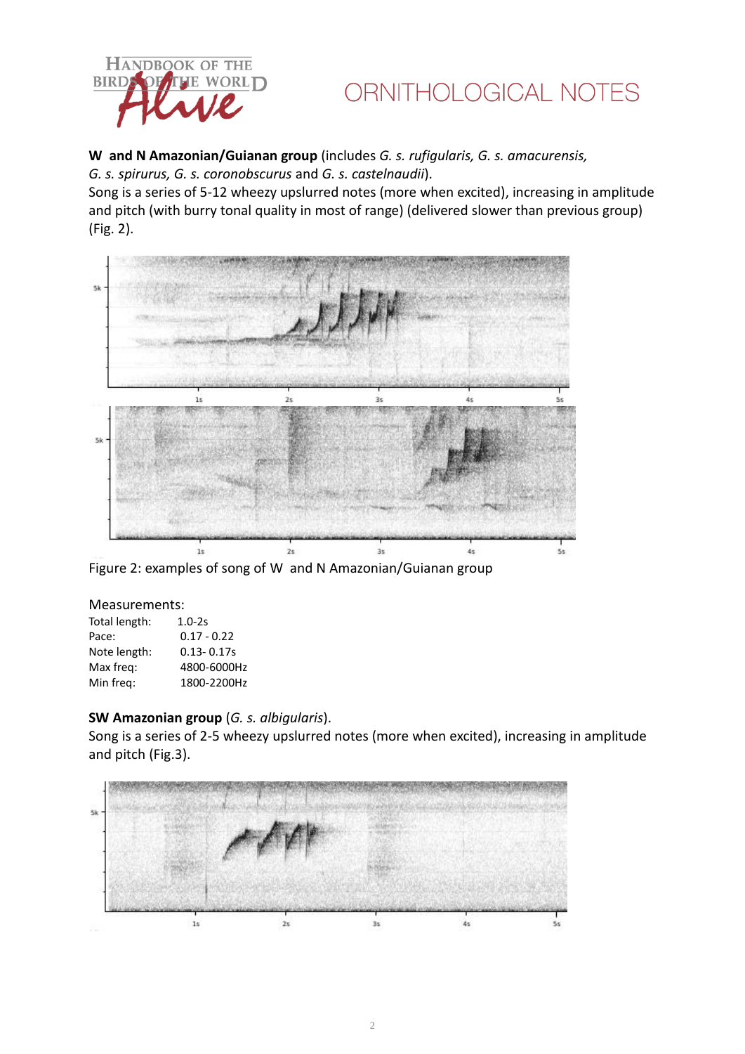**W and N Amazonian/Guianan group** (includes *G. s. rufigularis, G. s. amacurensis, G. s. spirurus, G. s. coronobscurus* and *G. s. castelnaudii*).

Song is a series of 5-12 wheezy upslurred notes (more when excited), increasing in amplitude and pitch (with burry tonal quality in most of range) (delivered slower than previous group) (Fig. 2).

Figure 2: examples of song of W and N Amazonian/Guianan group

Measurements:

| | |
|---|---|
| Total length: | 1.0-2s |
| Pace: | 0.17 - 0.22 |
| Note length: | 0.13- 0.17s |
| Max freq: | 4800-6000Hz |
| Min freq: | 1800-2200Hz |

**SW Amazonian group** (*G. s. albigularis*).

Song is a series of 2-5 wheezy upslurred notes (more when excited), increasing in amplitude and pitch (Fig.3).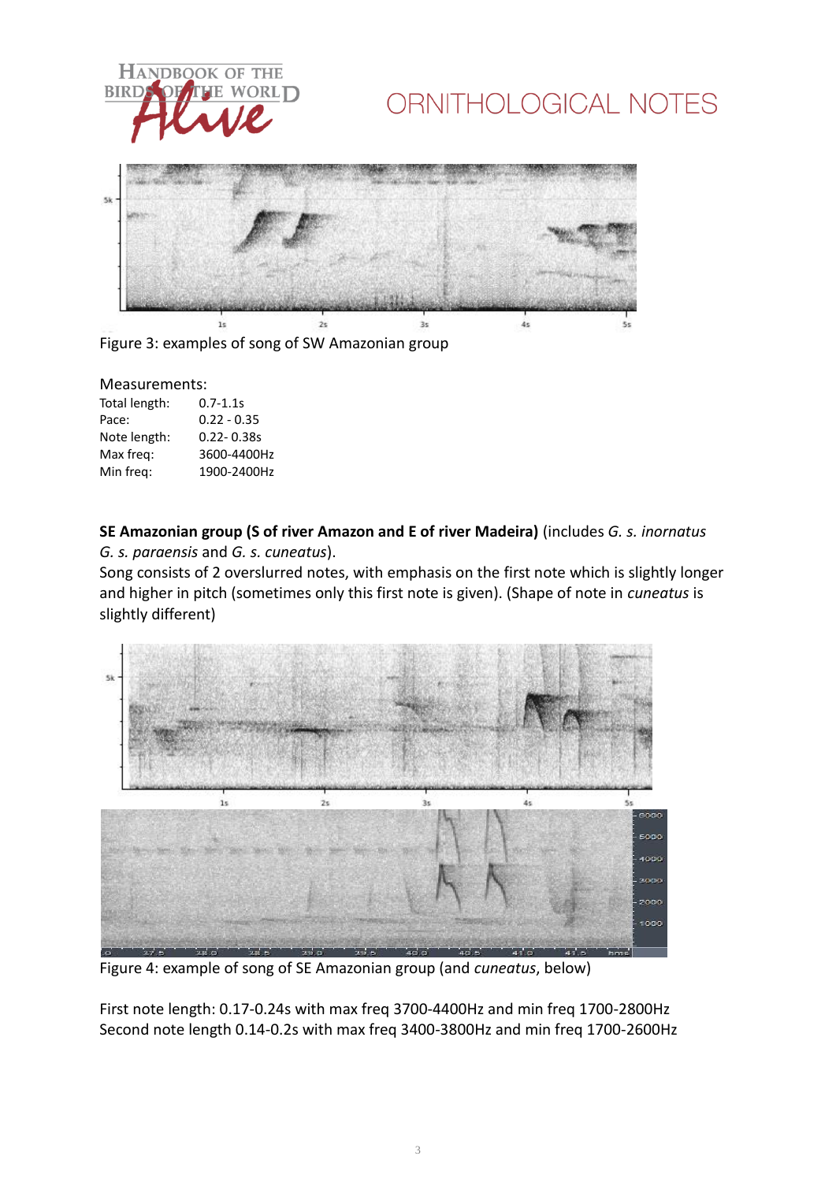Figure 3: examples of song of SW Amazonian group

Measurements:

| | |
|---|---|
| Total length: | 0.7-1.1s |
| Pace: | 0.22 - 0.35 |
| Note length: | 0.22- 0.38s |
| Max freq: | 3600-4400Hz |
| Min freq: | 1900-2400Hz |

**SE Amazonian group (S of river Amazon and E of river Madeira)** (includes *G. s. inornatus G. s. paraensis* and *G. s. cuneatus*).

Song consists of 2 overslurred notes, with emphasis on the first note which is slightly longer and higher in pitch (sometimes only this first note is given). (Shape of note in *cuneatus* is slightly different)

Figure 4: example of song of SE Amazonian group (and *cuneatus*, below)

First note length: 0.17-0.24s with max freq 3700-4400Hz and min freq 1700-2800Hz

Second note length 0.14-0.2s with max freq 3400-3800Hz and min freq 1700-2600Hz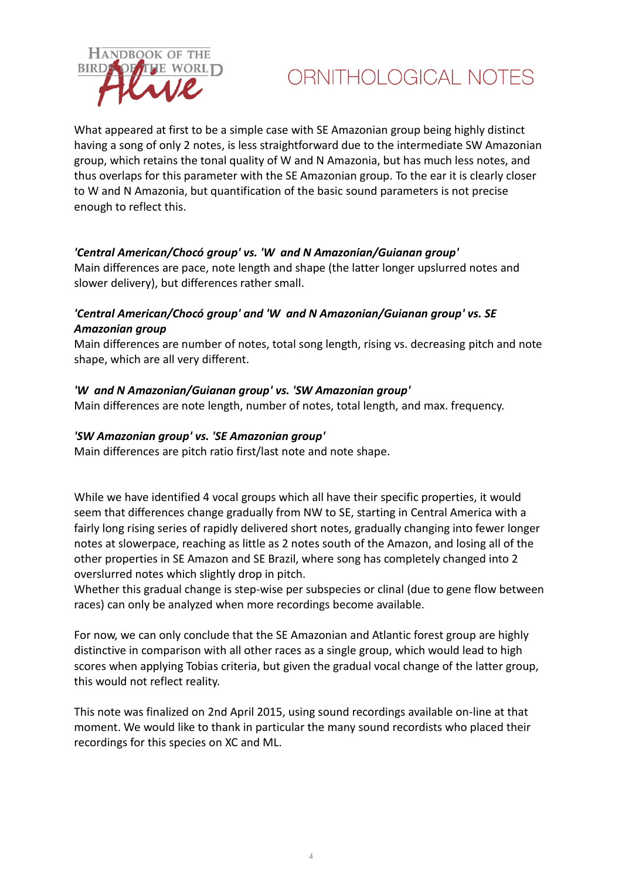What appeared at first to be a simple case with SE Amazonian group being highly distinct having a song of only 2 notes, is less straightforward due to the intermediate SW Amazonian group, which retains the tonal quality of W and N Amazonia, but has much less notes, and thus overlaps for this parameter with the SE Amazonian group. To the ear it is clearly closer to W and N Amazonia, but quantification of the basic sound parameters is not precise enough to reflect this.

***'Central American/Chocó group' vs. 'W and N Amazonian/Guianan group'***
Main differences are pace, note length and shape (the latter longer upslurred notes and slower delivery), but differences rather small.

***'Central American/Chocó group' and 'W and N Amazonian/Guianan group' vs. SE Amazonian group***
Main differences are number of notes, total song length, rising vs. decreasing pitch and note shape, which are all very different.

***'W and N Amazonian/Guianan group' vs. 'SW Amazonian group'***
Main differences are note length, number of notes, total length, and max. frequency.

***'SW Amazonian group' vs. 'SE Amazonian group'***
Main differences are pitch ratio first/last note and note shape.

While we have identified 4 vocal groups which all have their specific properties, it would seem that differences change gradually from NW to SE, starting in Central America with a fairly long rising series of rapidly delivered short notes, gradually changing into fewer longer notes at slowerpace, reaching as little as 2 notes south of the Amazon, and losing all of the other properties in SE Amazon and SE Brazil, where song has completely changed into 2 overslurred notes which slightly drop in pitch.
Whether this gradual change is step-wise per subspecies or clinal (due to gene flow between races) can only be analyzed when more recordings become available.

For now, we can only conclude that the SE Amazonian and Atlantic forest group are highly distinctive in comparison with all other races as a single group, which would lead to high scores when applying Tobias criteria, but given the gradual vocal change of the latter group, this would not reflect reality.

This note was finalized on 2nd April 2015, using sound recordings available on-line at that moment. We would like to thank in particular the many sound recordists who placed their recordings for this species on XC and ML.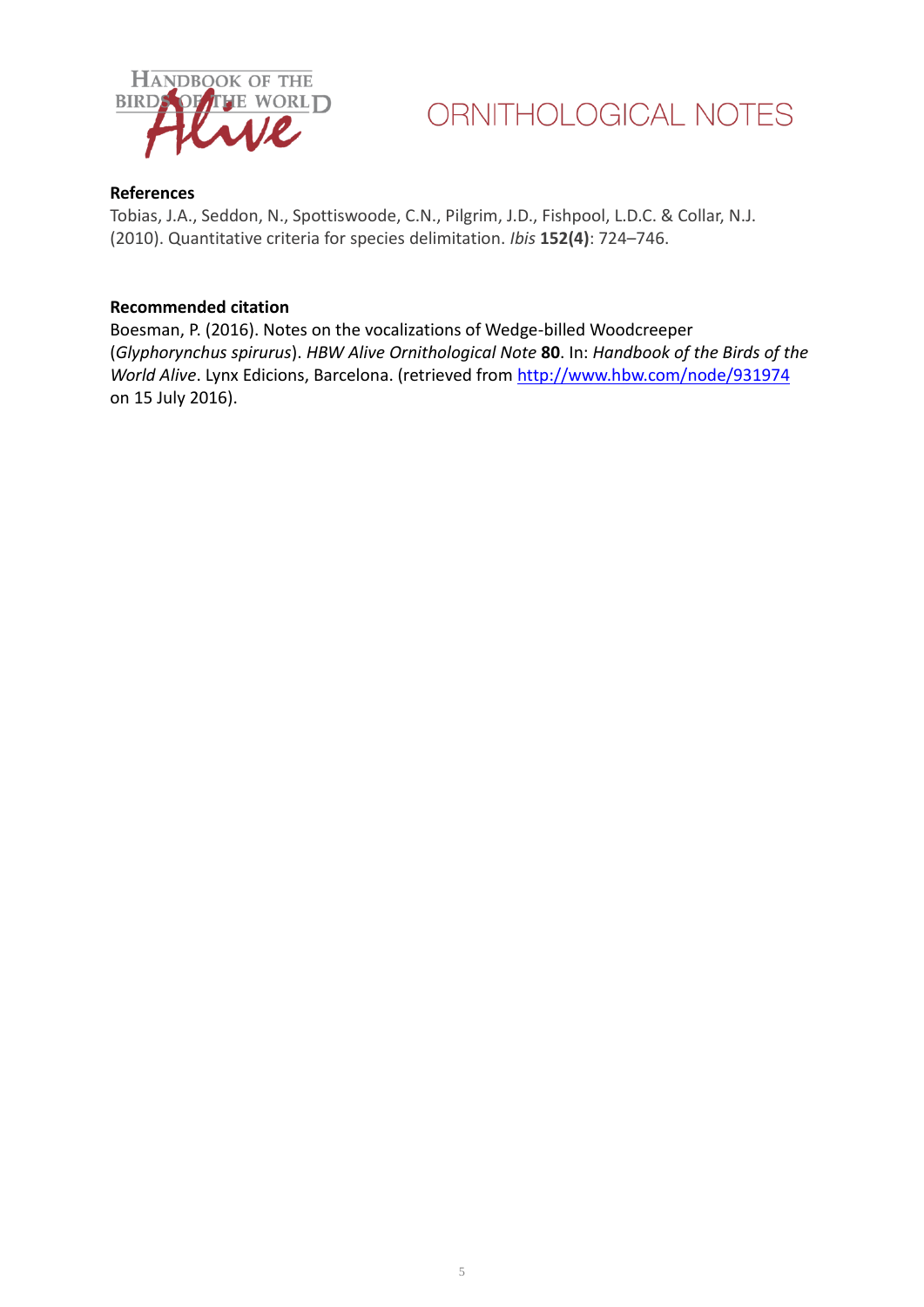**References**

Tobias, J.A., Seddon, N., Spottiswoode, C.N., Pilgrim, J.D., Fishpool, L.D.C. & Collar, N.J. (2010). Quantitative criteria for species delimitation. *Ibis* **152(4)**: 724–746.

**Recommended citation**

Boesman, P. (2016). Notes on the vocalizations of Wedge-billed Woodcreeper (*Glyphorynchus spirurus*). *HBW Alive Ornithological Note* **80**. In: *Handbook of the Birds of the World Alive*. Lynx Edicions, Barcelona. (retrieved from http://www.hbw.com/node/931974 on 15 July 2016).